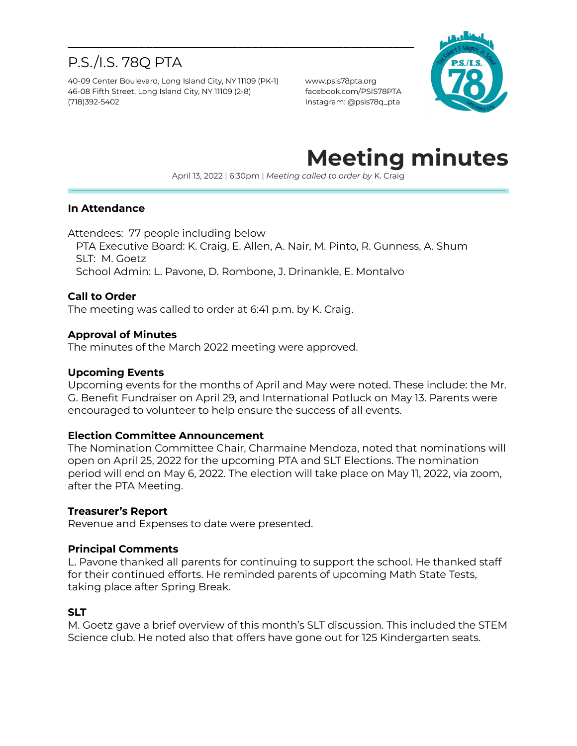# P.S./I.S. 78Q PTA

40-09 Center Boulevard, Long Island City, NY 11109 (PK-1)
46-08 Fifth Street, Long Island City, NY 11109 (2-8)
(718)392-5402

www.psis78pta.org
facebook.com/PSIS78PTA
Instagram: @psis78q_pta

# Meeting minutes

April 13, 2022 | 6:30pm | *Meeting called to order by* K. Craig

### In Attendance

Attendees: 77 people including below
PTA Executive Board: K. Craig, E. Allen, A. Nair, M. Pinto, R. Gunness, A. Shum
SLT: M. Goetz
School Admin: L. Pavone, D. Rombone, J. Drinankle, E. Montalvo

### Call to Order

The meeting was called to order at 6:41 p.m. by K. Craig.

### Approval of Minutes

The minutes of the March 2022 meeting were approved.

### Upcoming Events

Upcoming events for the months of April and May were noted. These include: the Mr. G. Benefit Fundraiser on April 29, and International Potluck on May 13. Parents were encouraged to volunteer to help ensure the success of all events.

### Election Committee Announcement

The Nomination Committee Chair, Charmaine Mendoza, noted that nominations will open on April 25, 2022 for the upcoming PTA and SLT Elections. The nomination period will end on May 6, 2022. The election will take place on May 11, 2022, via zoom, after the PTA Meeting.

### Treasurer's Report

Revenue and Expenses to date were presented.

### Principal Comments

L. Pavone thanked all parents for continuing to support the school. He thanked staff for their continued efforts. He reminded parents of upcoming Math State Tests, taking place after Spring Break.

### SLT

M. Goetz gave a brief overview of this month's SLT discussion. This included the STEM Science club. He noted also that offers have gone out for 125 Kindergarten seats.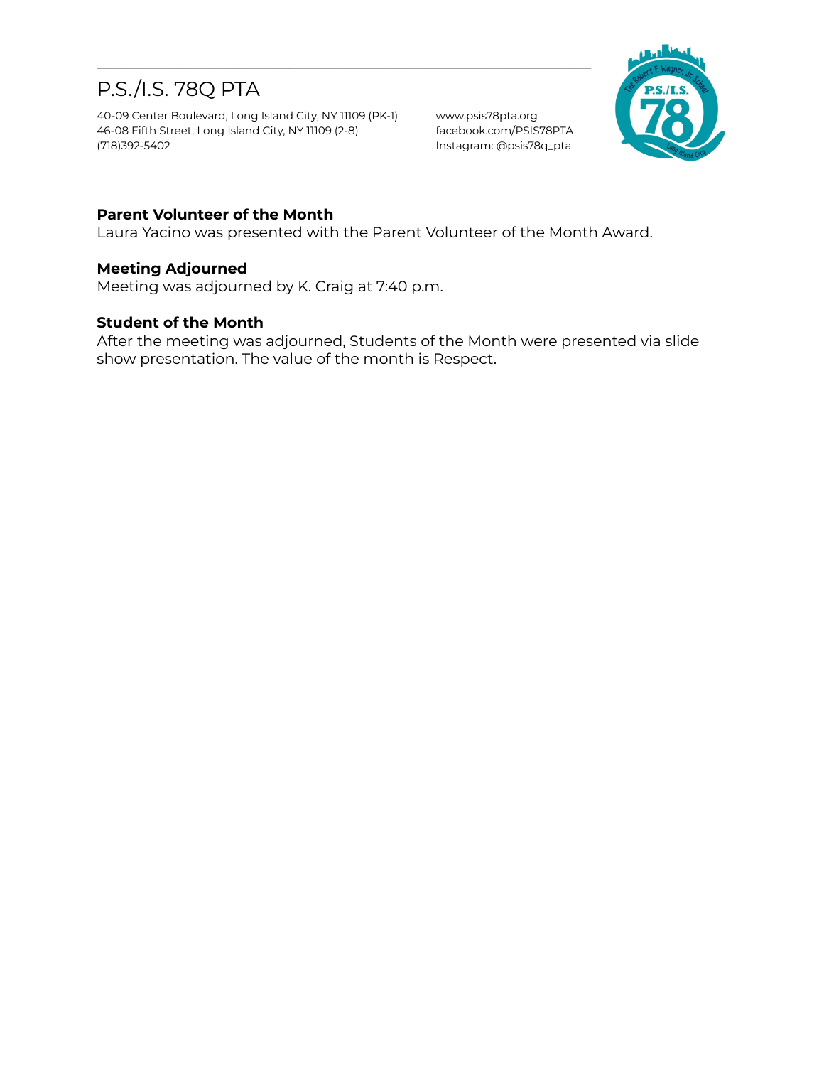# P.S./I.S. 78Q PTA

40-09 Center Boulevard, Long Island City, NY 11109 (PK-1)
46-08 Fifth Street, Long Island City, NY 11109 (2-8)
(718)392-5402

www.psis78pta.org
facebook.com/PSIS78PTA
Instagram: @psis78q_pta

**Parent Volunteer of the Month**
Laura Yacino was presented with the Parent Volunteer of the Month Award.

**Meeting Adjourned**
Meeting was adjourned by K. Craig at 7:40 p.m.

**Student of the Month**
After the meeting was adjourned, Students of the Month were presented via slide show presentation. The value of the month is Respect.